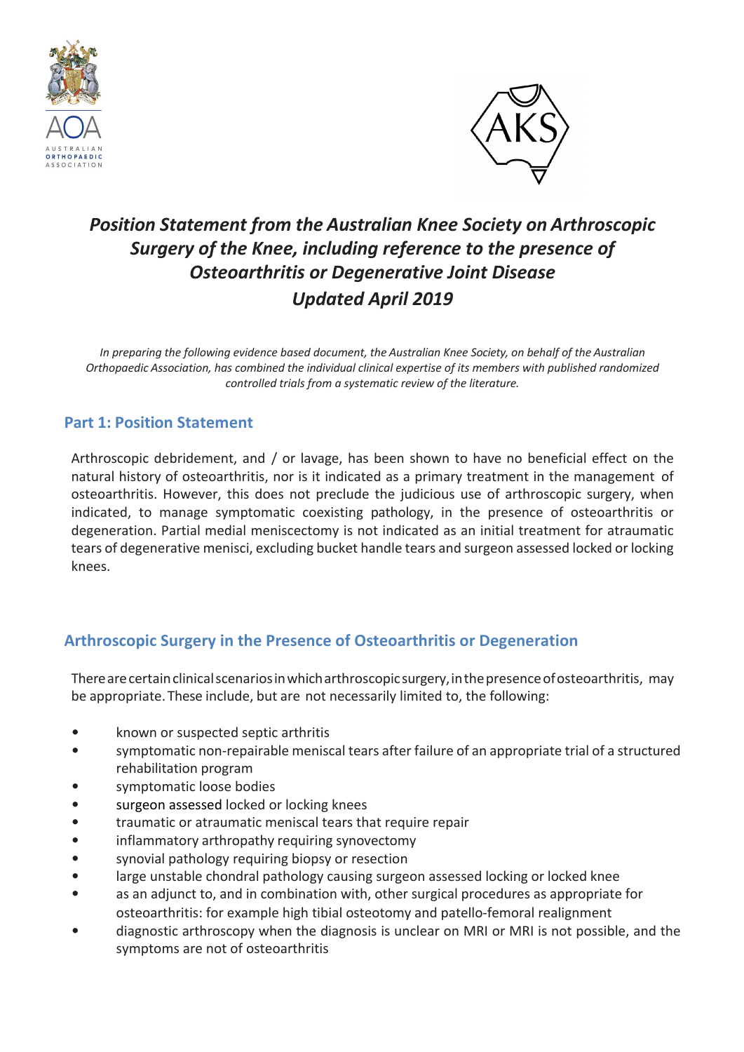# *Position Statement from the Australian Knee Society on Arthroscopic Surgery of the Knee, including reference to the presence of Osteoarthritis or Degenerative Joint Disease*

## *Updated April 2019*

*In preparing the following evidence based document, the Australian Knee Society, on behalf of the Australian Orthopaedic Association, has combined the individual clinical expertise of its members with published randomized controlled trials from a systematic review of the literature.*

## Part 1: Position Statement

Arthroscopic debridement, and / or lavage, has been shown to have no beneficial effect on the natural history of osteoarthritis, nor is it indicated as a primary treatment in the management of osteoarthritis. However, this does not preclude the judicious use of arthroscopic surgery, when indicated, to manage symptomatic coexisting pathology, in the presence of osteoarthritis or degeneration. Partial medial meniscectomy is not indicated as an initial treatment for atraumatic tears of degenerative menisci, excluding bucket handle tears and surgeon assessed locked or locking knees.

## Arthroscopic Surgery in the Presence of Osteoarthritis or Degeneration

There are certain clinical scenarios in which arthroscopic surgery, in the presence of osteoarthritis, may be appropriate. These include, but are not necessarily limited to, the following:

- known or suspected septic arthritis
- symptomatic non-repairable meniscal tears after failure of an appropriate trial of a structured rehabilitation program
- symptomatic loose bodies
- surgeon assessed locked or locking knees
- traumatic or atraumatic meniscal tears that require repair
- inflammatory arthropathy requiring synovectomy
- synovial pathology requiring biopsy or resection
- large unstable chondral pathology causing surgeon assessed locking or locked knee
- as an adjunct to, and in combination with, other surgical procedures as appropriate for osteoarthritis: for example high tibial osteotomy and patello-femoral realignment
- diagnostic arthroscopy when the diagnosis is unclear on MRI or MRI is not possible, and the symptoms are not of osteoarthritis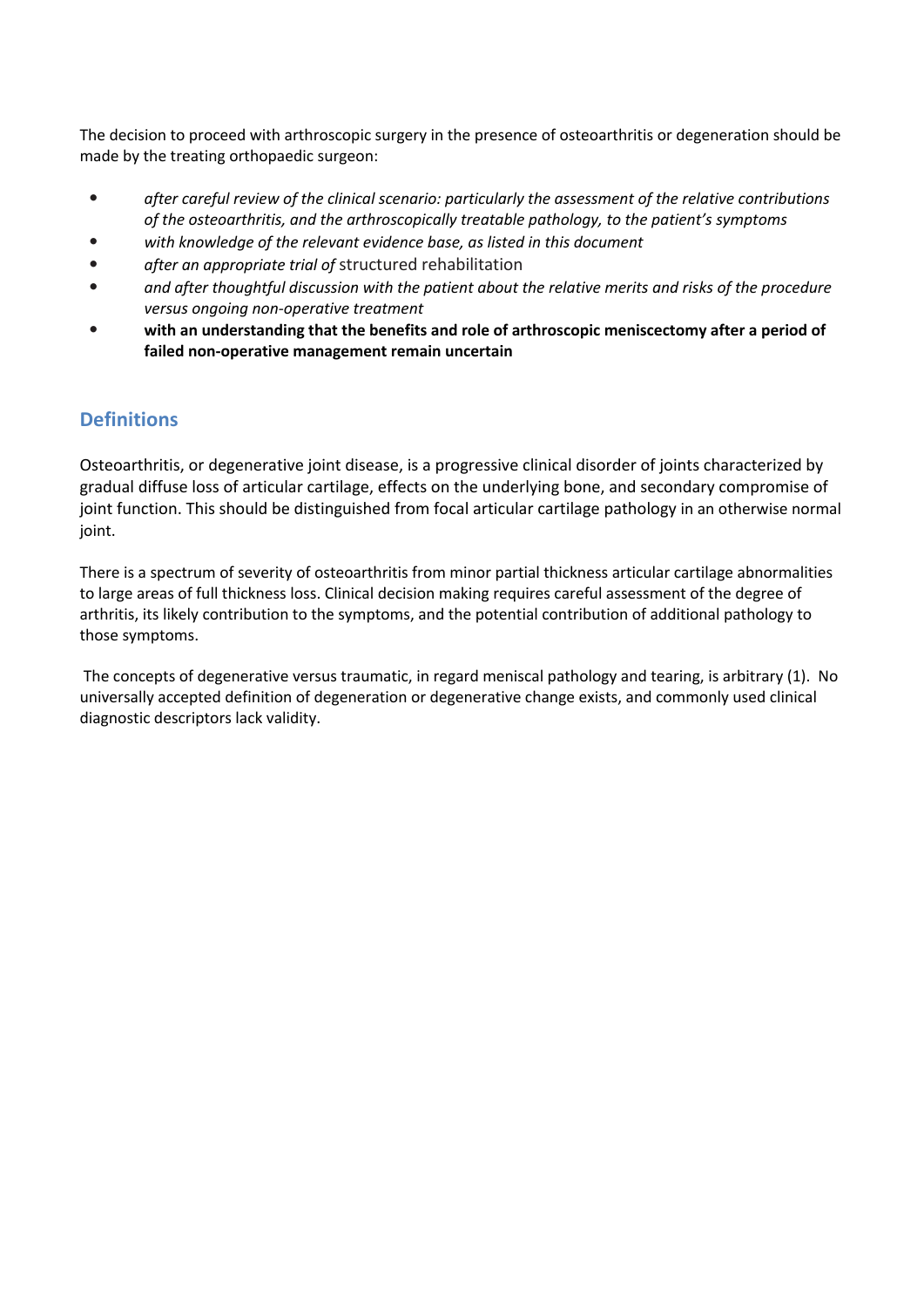The decision to proceed with arthroscopic surgery in the presence of osteoarthritis or degeneration should be made by the treating orthopaedic surgeon:

- *after careful review of the clinical scenario: particularly the assessment of the relative contributions of the osteoarthritis, and the arthroscopically treatable pathology, to the patient's symptoms*
- *with knowledge of the relevant evidence base, as listed in this document*
- *after an appropriate trial of* structured rehabilitation
- *and after thoughtful discussion with the patient about the relative merits and risks of the procedure versus ongoing non-operative treatment*
- **with an understanding that the benefits and role of arthroscopic meniscectomy after a period of failed non-operative management remain uncertain**

## Definitions

Osteoarthritis, or degenerative joint disease, is a progressive clinical disorder of joints characterized by gradual diffuse loss of articular cartilage, effects on the underlying bone, and secondary compromise of joint function. This should be distinguished from focal articular cartilage pathology in an otherwise normal joint.

There is a spectrum of severity of osteoarthritis from minor partial thickness articular cartilage abnormalities to large areas of full thickness loss. Clinical decision making requires careful assessment of the degree of arthritis, its likely contribution to the symptoms, and the potential contribution of additional pathology to those symptoms.

The concepts of degenerative versus traumatic, in regard meniscal pathology and tearing, is arbitrary (1). No universally accepted definition of degeneration or degenerative change exists, and commonly used clinical diagnostic descriptors lack validity.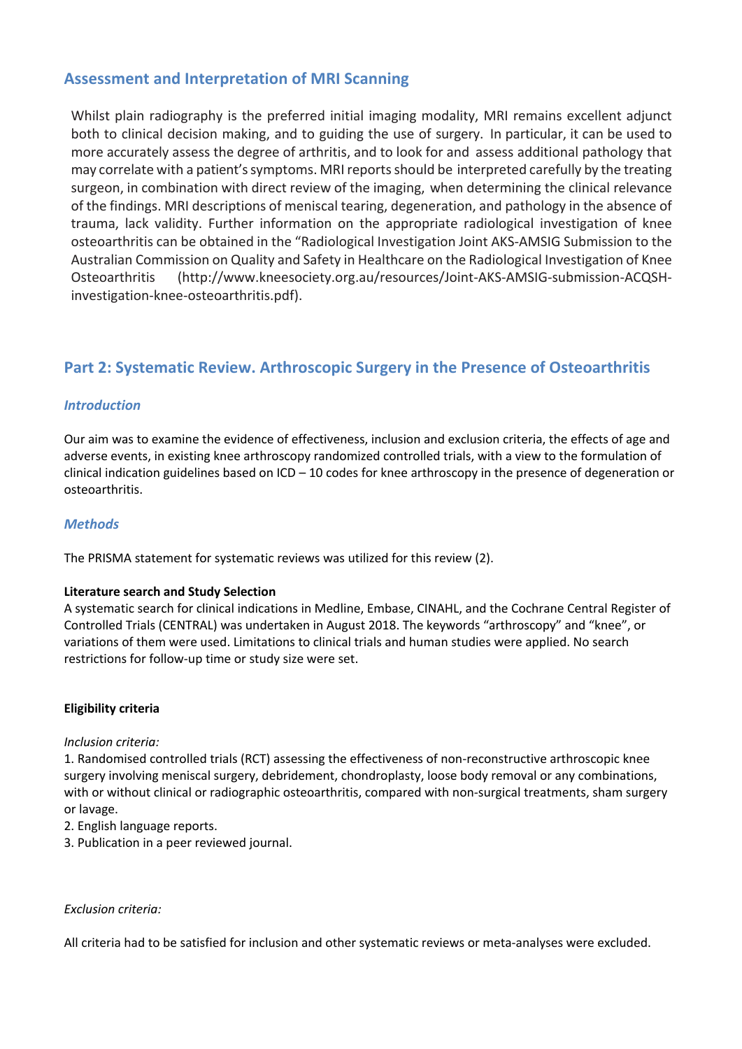## Assessment and Interpretation of MRI Scanning

Whilst plain radiography is the preferred initial imaging modality, MRI remains excellent adjunct both to clinical decision making, and to guiding the use of surgery. In particular, it can be used to more accurately assess the degree of arthritis, and to look for and assess additional pathology that may correlate with a patient's symptoms. MRI reports should be interpreted carefully by the treating surgeon, in combination with direct review of the imaging, when determining the clinical relevance of the findings. MRI descriptions of meniscal tearing, degeneration, and pathology in the absence of trauma, lack validity. Further information on the appropriate radiological investigation of knee osteoarthritis can be obtained in the "Radiological Investigation Joint AKS-AMSIG Submission to the Australian Commission on Quality and Safety in Healthcare on the Radiological Investigation of Knee Osteoarthritis (http://www.kneesociety.org.au/resources/Joint-AKS-AMSIG-submission-ACQSH-investigation-knee-osteoarthritis.pdf).

## Part 2: Systematic Review. Arthroscopic Surgery in the Presence of Osteoarthritis

### *Introduction*

Our aim was to examine the evidence of effectiveness, inclusion and exclusion criteria, the effects of age and adverse events, in existing knee arthroscopy randomized controlled trials, with a view to the formulation of clinical indication guidelines based on ICD – 10 codes for knee arthroscopy in the presence of degeneration or osteoarthritis.

### *Methods*

The PRISMA statement for systematic reviews was utilized for this review (2).

**Literature search and Study Selection**

A systematic search for clinical indications in Medline, Embase, CINAHL, and the Cochrane Central Register of Controlled Trials (CENTRAL) was undertaken in August 2018. The keywords "arthroscopy" and "knee", or variations of them were used. Limitations to clinical trials and human studies were applied. No search restrictions for follow-up time or study size were set.

**Eligibility criteria**

*Inclusion criteria:*

1. Randomised controlled trials (RCT) assessing the effectiveness of non-reconstructive arthroscopic knee surgery involving meniscal surgery, debridement, chondroplasty, loose body removal or any combinations, with or without clinical or radiographic osteoarthritis, compared with non-surgical treatments, sham surgery or lavage.
2. English language reports.
3. Publication in a peer reviewed journal.

*Exclusion criteria:*

All criteria had to be satisfied for inclusion and other systematic reviews or meta-analyses were excluded.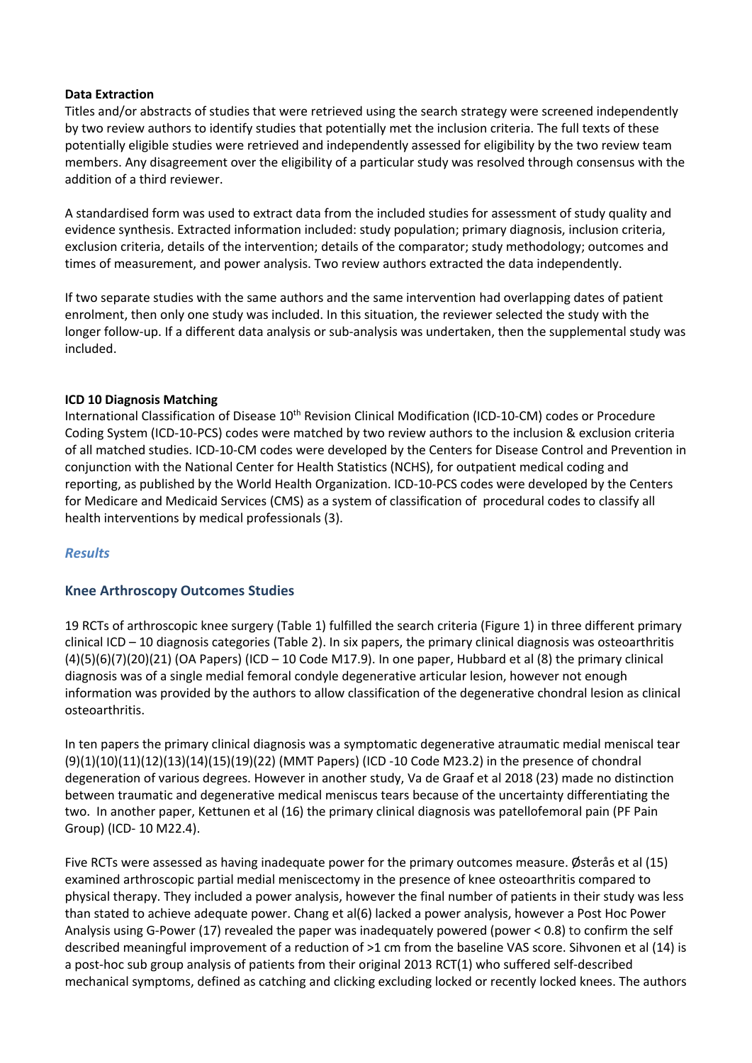**Data Extraction**

Titles and/or abstracts of studies that were retrieved using the search strategy were screened independently by two review authors to identify studies that potentially met the inclusion criteria. The full texts of these potentially eligible studies were retrieved and independently assessed for eligibility by the two review team members. Any disagreement over the eligibility of a particular study was resolved through consensus with the addition of a third reviewer.

A standardised form was used to extract data from the included studies for assessment of study quality and evidence synthesis. Extracted information included: study population; primary diagnosis, inclusion criteria, exclusion criteria, details of the intervention; details of the comparator; study methodology; outcomes and times of measurement, and power analysis. Two review authors extracted the data independently.

If two separate studies with the same authors and the same intervention had overlapping dates of patient enrolment, then only one study was included. In this situation, the reviewer selected the study with the longer follow-up. If a different data analysis or sub-analysis was undertaken, then the supplemental study was included.

**ICD 10 Diagnosis Matching**

International Classification of Disease 10th Revision Clinical Modification (ICD-10-CM) codes or Procedure Coding System (ICD-10-PCS) codes were matched by two review authors to the inclusion & exclusion criteria of all matched studies. ICD-10-CM codes were developed by the Centers for Disease Control and Prevention in conjunction with the National Center for Health Statistics (NCHS), for outpatient medical coding and reporting, as published by the World Health Organization. ICD-10-PCS codes were developed by the Centers for Medicare and Medicaid Services (CMS) as a system of classification of procedural codes to classify all health interventions by medical professionals (3).

## *Results*

### Knee Arthroscopy Outcomes Studies

19 RCTs of arthroscopic knee surgery (Table 1) fulfilled the search criteria (Figure 1) in three different primary clinical ICD – 10 diagnosis categories (Table 2). In six papers, the primary clinical diagnosis was osteoarthritis (4)(5)(6)(7)(20)(21) (OA Papers) (ICD – 10 Code M17.9). In one paper, Hubbard et al (8) the primary clinical diagnosis was of a single medial femoral condyle degenerative articular lesion, however not enough information was provided by the authors to allow classification of the degenerative chondral lesion as clinical osteoarthritis.

In ten papers the primary clinical diagnosis was a symptomatic degenerative atraumatic medial meniscal tear (9)(1)(10)(11)(12)(13)(14)(15)(19)(22) (MMT Papers) (ICD -10 Code M23.2) in the presence of chondral degeneration of various degrees. However in another study, Va de Graaf et al 2018 (23) made no distinction between traumatic and degenerative medical meniscus tears because of the uncertainty differentiating the two. In another paper, Kettunen et al (16) the primary clinical diagnosis was patellofemoral pain (PF Pain Group) (ICD- 10 M22.4).

Five RCTs were assessed as having inadequate power for the primary outcomes measure. Østerås et al (15) examined arthroscopic partial medial meniscectomy in the presence of knee osteoarthritis compared to physical therapy. They included a power analysis, however the final number of patients in their study was less than stated to achieve adequate power. Chang et al(6) lacked a power analysis, however a Post Hoc Power Analysis using G-Power (17) revealed the paper was inadequately powered (power < 0.8) to confirm the self described meaningful improvement of a reduction of >1 cm from the baseline VAS score. Sihvonen et al (14) is a post-hoc sub group analysis of patients from their original 2013 RCT(1) who suffered self-described mechanical symptoms, defined as catching and clicking excluding locked or recently locked knees. The authors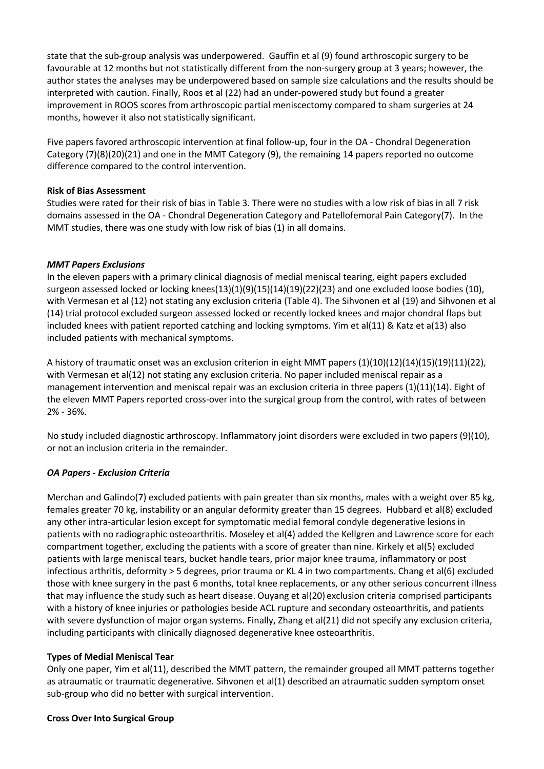state that the sub-group analysis was underpowered. Gauffin et al (9) found arthroscopic surgery to be favourable at 12 months but not statistically different from the non-surgery group at 3 years; however, the author states the analyses may be underpowered based on sample size calculations and the results should be interpreted with caution. Finally, Roos et al (22) had an under-powered study but found a greater improvement in ROOS scores from arthroscopic partial meniscectomy compared to sham surgeries at 24 months, however it also not statistically significant.

Five papers favored arthroscopic intervention at final follow-up, four in the OA - Chondral Degeneration Category (7)(8)(20)(21) and one in the MMT Category (9), the remaining 14 papers reported no outcome difference compared to the control intervention.

**Risk of Bias Assessment**

Studies were rated for their risk of bias in Table 3. There were no studies with a low risk of bias in all 7 risk domains assessed in the OA - Chondral Degeneration Category and Patellofemoral Pain Category(7). In the MMT studies, there was one study with low risk of bias (1) in all domains.

***MMT Papers Exclusions***

In the eleven papers with a primary clinical diagnosis of medial meniscal tearing, eight papers excluded surgeon assessed locked or locking knees(13)(1)(9)(15)(14)(19)(22)(23) and one excluded loose bodies (10), with Vermesan et al (12) not stating any exclusion criteria (Table 4). The Sihvonen et al (19) and Sihvonen et al (14) trial protocol excluded surgeon assessed locked or recently locked knees and major chondral flaps but included knees with patient reported catching and locking symptoms. Yim et al(11) & Katz et a(13) also included patients with mechanical symptoms.

A history of traumatic onset was an exclusion criterion in eight MMT papers (1)(10)(12)(14)(15)(19)(11)(22), with Vermesan et al(12) not stating any exclusion criteria. No paper included meniscal repair as a management intervention and meniscal repair was an exclusion criteria in three papers (1)(11)(14). Eight of the eleven MMT Papers reported cross-over into the surgical group from the control, with rates of between 2% - 36%.

No study included diagnostic arthroscopy. Inflammatory joint disorders were excluded in two papers (9)(10), or not an inclusion criteria in the remainder.

***OA Papers - Exclusion Criteria***

Merchan and Galindo(7) excluded patients with pain greater than six months, males with a weight over 85 kg, females greater 70 kg, instability or an angular deformity greater than 15 degrees. Hubbard et al(8) excluded any other intra-articular lesion except for symptomatic medial femoral condyle degenerative lesions in patients with no radiographic osteoarthritis. Moseley et al(4) added the Kellgren and Lawrence score for each compartment together, excluding the patients with a score of greater than nine. Kirkely et al(5) excluded patients with large meniscal tears, bucket handle tears, prior major knee trauma, inflammatory or post infectious arthritis, deformity > 5 degrees, prior trauma or KL 4 in two compartments. Chang et al(6) excluded those with knee surgery in the past 6 months, total knee replacements, or any other serious concurrent illness that may influence the study such as heart disease. Ouyang et al(20) exclusion criteria comprised participants with a history of knee injuries or pathologies beside ACL rupture and secondary osteoarthritis, and patients with severe dysfunction of major organ systems. Finally, Zhang et al(21) did not specify any exclusion criteria, including participants with clinically diagnosed degenerative knee osteoarthritis.

**Types of Medial Meniscal Tear**

Only one paper, Yim et al(11), described the MMT pattern, the remainder grouped all MMT patterns together as atraumatic or traumatic degenerative. Sihvonen et al(1) described an atraumatic sudden symptom onset sub-group who did no better with surgical intervention.

**Cross Over Into Surgical Group**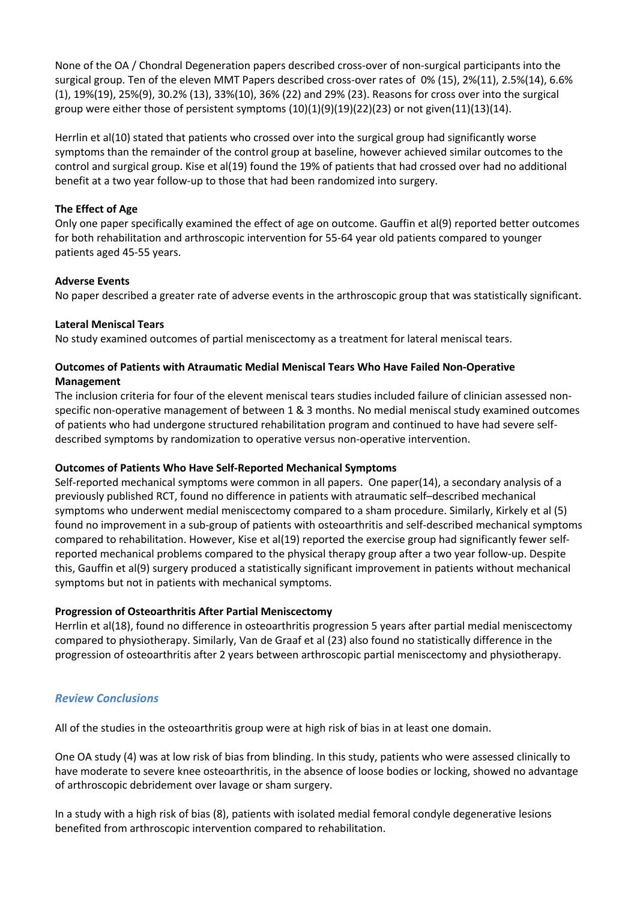None of the OA / Chondral Degeneration papers described cross-over of non-surgical participants into the surgical group. Ten of the eleven MMT Papers described cross-over rates of 0% (15), 2%(11), 2.5%(14), 6.6% (1), 19%(19), 25%(9), 30.2% (13), 33%(10), 36% (22) and 29% (23). Reasons for cross over into the surgical group were either those of persistent symptoms (10)(1)(9)(19)(22)(23) or not given(11)(13)(14).

Herrlin et al(10) stated that patients who crossed over into the surgical group had significantly worse symptoms than the remainder of the control group at baseline, however achieved similar outcomes to the control and surgical group. Kise et al(19) found the 19% of patients that had crossed over had no additional benefit at a two year follow-up to those that had been randomized into surgery.

**The Effect of Age**

Only one paper specifically examined the effect of age on outcome. Gauffin et al(9) reported better outcomes for both rehabilitation and arthroscopic intervention for 55-64 year old patients compared to younger patients aged 45-55 years.

**Adverse Events**

No paper described a greater rate of adverse events in the arthroscopic group that was statistically significant.

**Lateral Meniscal Tears**

No study examined outcomes of partial meniscectomy as a treatment for lateral meniscal tears.

**Outcomes of Patients with Atraumatic Medial Meniscal Tears Who Have Failed Non-Operative Management**

The inclusion criteria for four of the elevent meniscal tears studies included failure of clinician assessed non-specific non-operative management of between 1 & 3 months. No medial meniscal study examined outcomes of patients who had undergone structured rehabilitation program and continued to have had severe self-described symptoms by randomization to operative versus non-operative intervention.

**Outcomes of Patients Who Have Self-Reported Mechanical Symptoms**

Self-reported mechanical symptoms were common in all papers. One paper(14), a secondary analysis of a previously published RCT, found no difference in patients with atraumatic self–described mechanical symptoms who underwent medial meniscectomy compared to a sham procedure. Similarly, Kirkely et al (5) found no improvement in a sub-group of patients with osteoarthritis and self-described mechanical symptoms compared to rehabilitation. However, Kise et al(19) reported the exercise group had significantly fewer self-reported mechanical problems compared to the physical therapy group after a two year follow-up. Despite this, Gauffin et al(9) surgery produced a statistically significant improvement in patients without mechanical symptoms but not in patients with mechanical symptoms.

**Progression of Osteoarthritis After Partial Meniscectomy**

Herrlin et al(18), found no difference in osteoarthritis progression 5 years after partial medial meniscectomy compared to physiotherapy. Similarly, Van de Graaf et al (23) also found no statistically difference in the progression of osteoarthritis after 2 years between arthroscopic partial meniscectomy and physiotherapy.

## *Review Conclusions*

All of the studies in the osteoarthritis group were at high risk of bias in at least one domain.

One OA study (4) was at low risk of bias from blinding. In this study, patients who were assessed clinically to have moderate to severe knee osteoarthritis, in the absence of loose bodies or locking, showed no advantage of arthroscopic debridement over lavage or sham surgery.

In a study with a high risk of bias (8), patients with isolated medial femoral condyle degenerative lesions benefited from arthroscopic intervention compared to rehabilitation.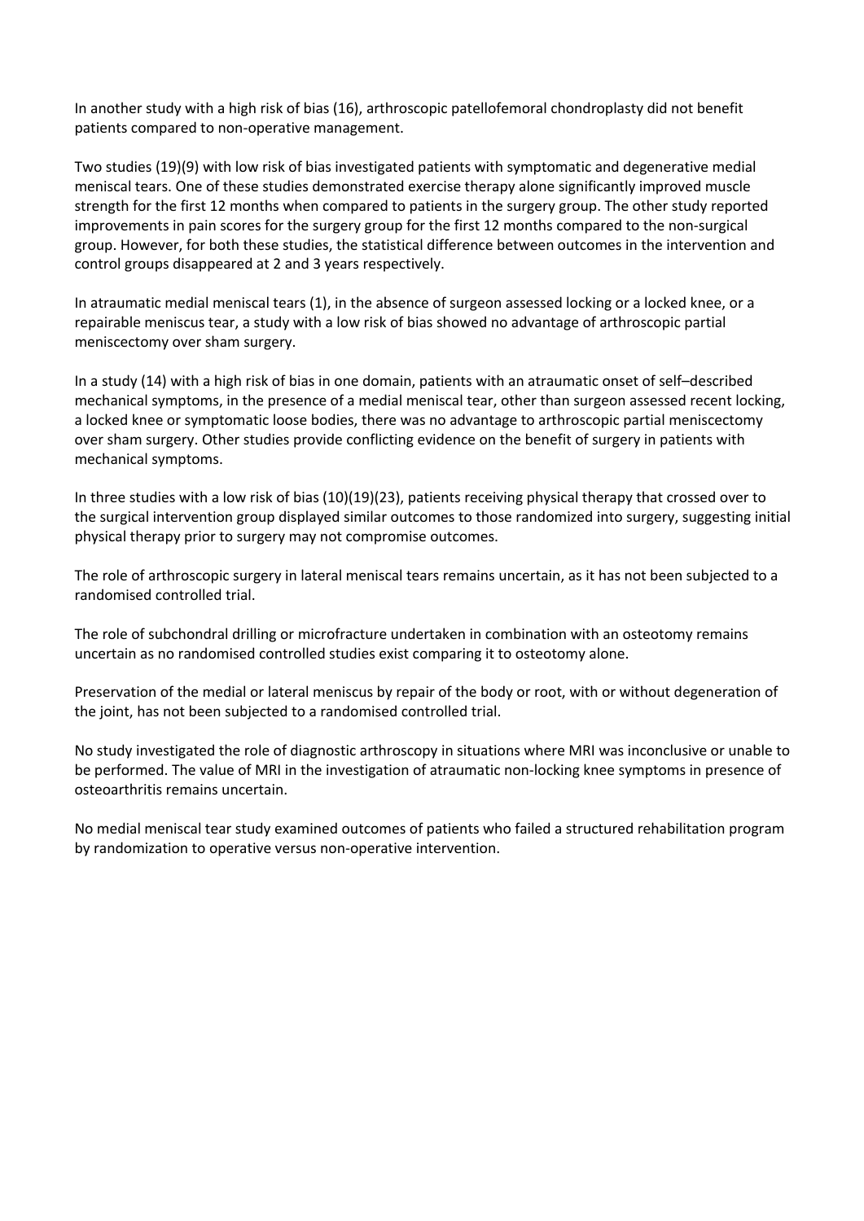In another study with a high risk of bias (16), arthroscopic patellofemoral chondroplasty did not benefit patients compared to non-operative management.

Two studies (19)(9) with low risk of bias investigated patients with symptomatic and degenerative medial meniscal tears. One of these studies demonstrated exercise therapy alone significantly improved muscle strength for the first 12 months when compared to patients in the surgery group. The other study reported improvements in pain scores for the surgery group for the first 12 months compared to the non-surgical group. However, for both these studies, the statistical difference between outcomes in the intervention and control groups disappeared at 2 and 3 years respectively.

In atraumatic medial meniscal tears (1), in the absence of surgeon assessed locking or a locked knee, or a repairable meniscus tear, a study with a low risk of bias showed no advantage of arthroscopic partial meniscectomy over sham surgery.

In a study (14) with a high risk of bias in one domain, patients with an atraumatic onset of self–described mechanical symptoms, in the presence of a medial meniscal tear, other than surgeon assessed recent locking, a locked knee or symptomatic loose bodies, there was no advantage to arthroscopic partial meniscectomy over sham surgery. Other studies provide conflicting evidence on the benefit of surgery in patients with mechanical symptoms.

In three studies with a low risk of bias (10)(19)(23), patients receiving physical therapy that crossed over to the surgical intervention group displayed similar outcomes to those randomized into surgery, suggesting initial physical therapy prior to surgery may not compromise outcomes.

The role of arthroscopic surgery in lateral meniscal tears remains uncertain, as it has not been subjected to a randomised controlled trial.

The role of subchondral drilling or microfracture undertaken in combination with an osteotomy remains uncertain as no randomised controlled studies exist comparing it to osteotomy alone.

Preservation of the medial or lateral meniscus by repair of the body or root, with or without degeneration of the joint, has not been subjected to a randomised controlled trial.

No study investigated the role of diagnostic arthroscopy in situations where MRI was inconclusive or unable to be performed. The value of MRI in the investigation of atraumatic non-locking knee symptoms in presence of osteoarthritis remains uncertain.

No medial meniscal tear study examined outcomes of patients who failed a structured rehabilitation program by randomization to operative versus non-operative intervention.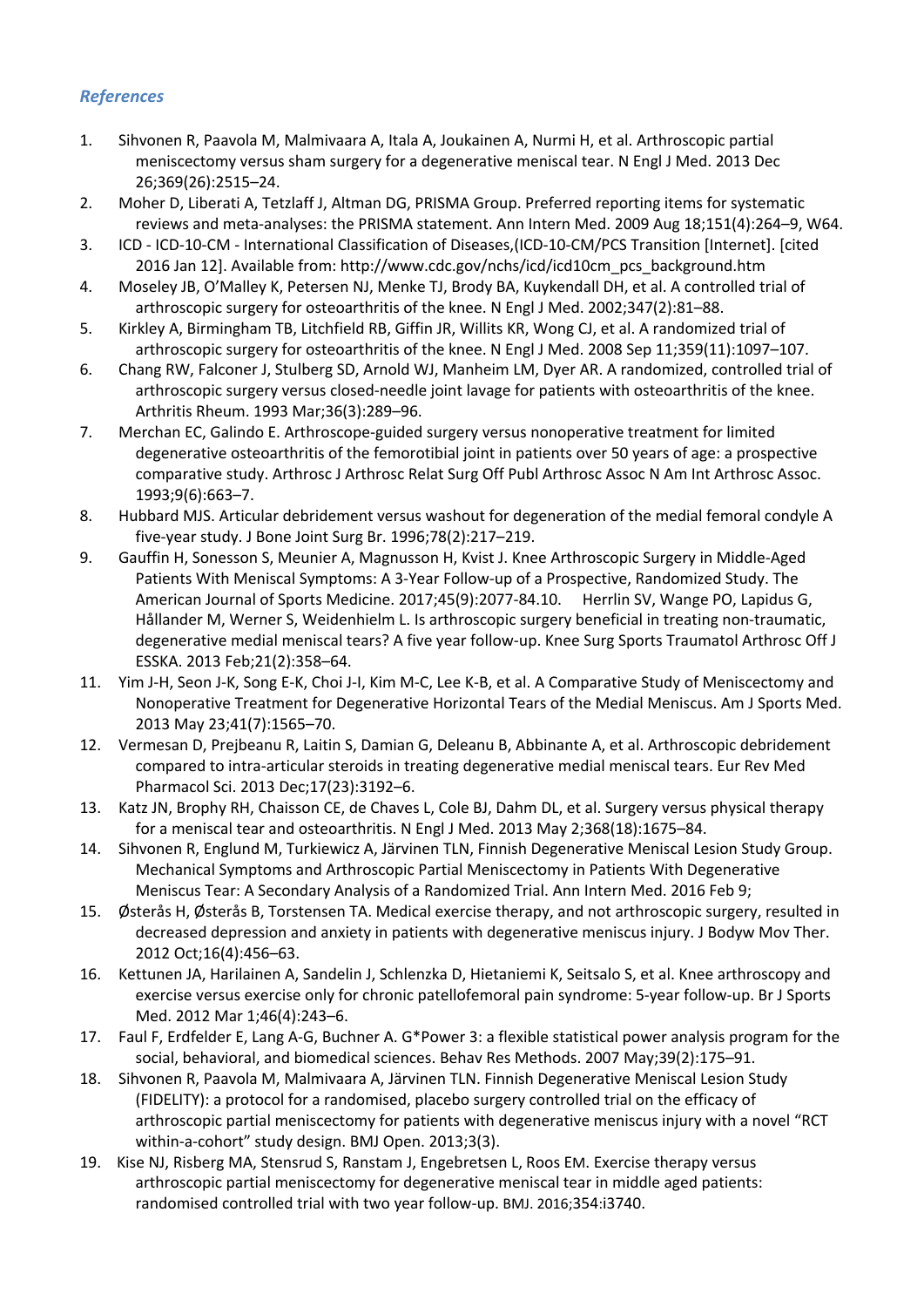### *References*

1. Sihvonen R, Paavola M, Malmivaara A, Itala A, Joukainen A, Nurmi H, et al. Arthroscopic partial meniscectomy versus sham surgery for a degenerative meniscal tear. N Engl J Med. 2013 Dec 26;369(26):2515–24.
2. Moher D, Liberati A, Tetzlaff J, Altman DG, PRISMA Group. Preferred reporting items for systematic reviews and meta-analyses: the PRISMA statement. Ann Intern Med. 2009 Aug 18;151(4):264–9, W64.
3. ICD - ICD-10-CM - International Classification of Diseases,(ICD-10-CM/PCS Transition [Internet]. [cited 2016 Jan 12]. Available from: http://www.cdc.gov/nchs/icd/icd10cm_pcs_background.htm
4. Moseley JB, O'Malley K, Petersen NJ, Menke TJ, Brody BA, Kuykendall DH, et al. A controlled trial of arthroscopic surgery for osteoarthritis of the knee. N Engl J Med. 2002;347(2):81–88.
5. Kirkley A, Birmingham TB, Litchfield RB, Giffin JR, Willits KR, Wong CJ, et al. A randomized trial of arthroscopic surgery for osteoarthritis of the knee. N Engl J Med. 2008 Sep 11;359(11):1097–107.
6. Chang RW, Falconer J, Stulberg SD, Arnold WJ, Manheim LM, Dyer AR. A randomized, controlled trial of arthroscopic surgery versus closed-needle joint lavage for patients with osteoarthritis of the knee. Arthritis Rheum. 1993 Mar;36(3):289–96.
7. Merchan EC, Galindo E. Arthroscope-guided surgery versus nonoperative treatment for limited degenerative osteoarthritis of the femorotibial joint in patients over 50 years of age: a prospective comparative study. Arthrosc J Arthrosc Relat Surg Off Publ Arthrosc Assoc N Am Int Arthrosc Assoc. 1993;9(6):663–7.
8. Hubbard MJS. Articular debridement versus washout for degeneration of the medial femoral condyle A five-year study. J Bone Joint Surg Br. 1996;78(2):217–219.
9. Gauffin H, Sonesson S, Meunier A, Magnusson H, Kvist J. Knee Arthroscopic Surgery in Middle-Aged Patients With Meniscal Symptoms: A 3-Year Follow-up of a Prospective, Randomized Study. The American Journal of Sports Medicine. 2017;45(9):2077-84.
10. Herrlin SV, Wange PO, Lapidus G, Hållander M, Werner S, Weidenhielm L. Is arthroscopic surgery beneficial in treating non-traumatic, degenerative medial meniscal tears? A five year follow-up. Knee Surg Sports Traumatol Arthrosc Off J ESSKA. 2013 Feb;21(2):358–64.
11. Yim J-H, Seon J-K, Song E-K, Choi J-I, Kim M-C, Lee K-B, et al. A Comparative Study of Meniscectomy and Nonoperative Treatment for Degenerative Horizontal Tears of the Medial Meniscus. Am J Sports Med. 2013 May 23;41(7):1565–70.
12. Vermesan D, Prejbeanu R, Laitin S, Damian G, Deleanu B, Abbinante A, et al. Arthroscopic debridement compared to intra-articular steroids in treating degenerative medial meniscal tears. Eur Rev Med Pharmacol Sci. 2013 Dec;17(23):3192–6.
13. Katz JN, Brophy RH, Chaisson CE, de Chaves L, Cole BJ, Dahm DL, et al. Surgery versus physical therapy for a meniscal tear and osteoarthritis. N Engl J Med. 2013 May 2;368(18):1675–84.
14. Sihvonen R, Englund M, Turkiewicz A, Järvinen TLN, Finnish Degenerative Meniscal Lesion Study Group. Mechanical Symptoms and Arthroscopic Partial Meniscectomy in Patients With Degenerative Meniscus Tear: A Secondary Analysis of a Randomized Trial. Ann Intern Med. 2016 Feb 9;
15. Østerås H, Østerås B, Torstensen TA. Medical exercise therapy, and not arthroscopic surgery, resulted in decreased depression and anxiety in patients with degenerative meniscus injury. J Bodyw Mov Ther. 2012 Oct;16(4):456–63.
16. Kettunen JA, Harilainen A, Sandelin J, Schlenzka D, Hietaniemi K, Seitsalo S, et al. Knee arthroscopy and exercise versus exercise only for chronic patellofemoral pain syndrome: 5-year follow-up. Br J Sports Med. 2012 Mar 1;46(4):243–6.
17. Faul F, Erdfelder E, Lang A-G, Buchner A. G*Power 3: a flexible statistical power analysis program for the social, behavioral, and biomedical sciences. Behav Res Methods. 2007 May;39(2):175–91.
18. Sihvonen R, Paavola M, Malmivaara A, Järvinen TLN. Finnish Degenerative Meniscal Lesion Study (FIDELITY): a protocol for a randomised, placebo surgery controlled trial on the efficacy of arthroscopic partial meniscectomy for patients with degenerative meniscus injury with a novel "RCT within-a-cohort" study design. BMJ Open. 2013;3(3).
19. Kise NJ, Risberg MA, Stensrud S, Ranstam J, Engebretsen L, Roos EM. Exercise therapy versus arthroscopic partial meniscectomy for degenerative meniscal tear in middle aged patients: randomised controlled trial with two year follow-up. BMJ. 2016;354:i3740.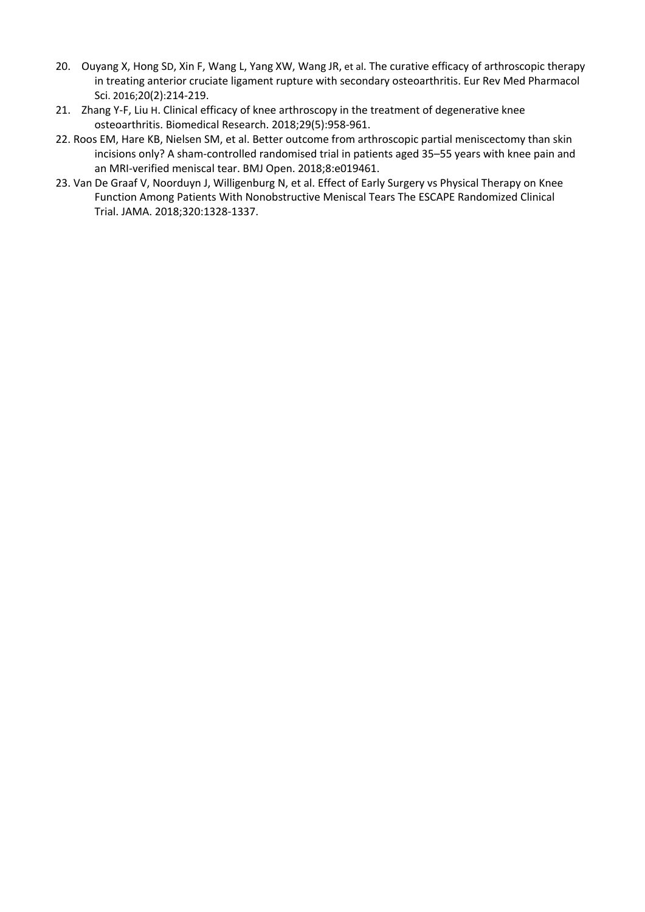20. Ouyang X, Hong SD, Xin F, Wang L, Yang XW, Wang JR, et al. The curative efficacy of arthroscopic therapy in treating anterior cruciate ligament rupture with secondary osteoarthritis. Eur Rev Med Pharmacol Sci. 2016;20(2):214-219.
21. Zhang Y-F, Liu H. Clinical efficacy of knee arthroscopy in the treatment of degenerative knee osteoarthritis. Biomedical Research. 2018;29(5):958-961.
22. Roos EM, Hare KB, Nielsen SM, et al. Better outcome from arthroscopic partial meniscectomy than skin incisions only? A sham-controlled randomised trial in patients aged 35–55 years with knee pain and an MRI-verified meniscal tear. BMJ Open. 2018;8:e019461.
23. Van De Graaf V, Noorduyn J, Willigenburg N, et al. Effect of Early Surgery vs Physical Therapy on Knee Function Among Patients With Nonobstructive Meniscal Tears The ESCAPE Randomized Clinical Trial. JAMA. 2018;320:1328-1337.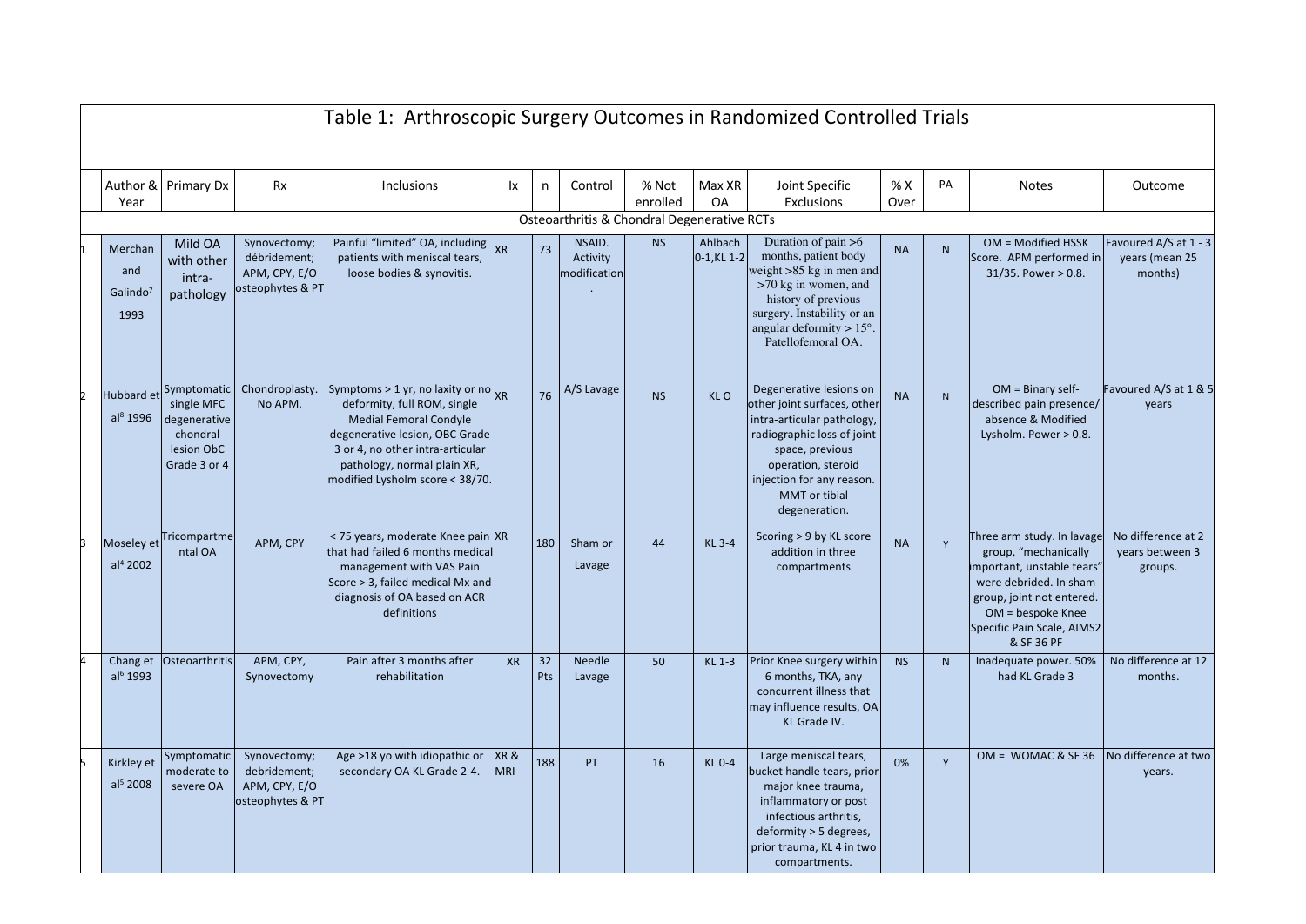# Table 1: Arthroscopic Surgery Outcomes in Randomized Controlled Trials

| | Author & Year | Primary Dx | Rx | Inclusions | Ix | n | Control | % Not enrolled | Max XR OA | Joint Specific Exclusions | % X Over | PA | Notes | Outcome |
|---|---|---|---|---|---|---|---|---|---|---|---|---|---|---|
| | | | | | | | Osteoarthritis & Chondral Degenerative RCTs | | | | | | | |
| 1 | Merchan and Galindo[7] 1993 | Mild OA with other intra-pathology | Synovectomy; débridement; APM, CPY, E/O osteophytes & PT | Painful "limited" OA, including patients with meniscal tears, loose bodies & synovitis. | XR | 73 | NSAID. Activity modification. | NS | Ahlbach 0-1,KL 1-2 | Duration of pain >6 months, patient body weight >85 kg in men and >70 kg in women, and history of previous surgery. Instability or an angular deformity > 15°. Patellofemoral OA. | NA | N | OM = Modified HSSK Score. APM performed in 31/35. Power > 0.8. | Favoured A/S at 1 - 3 years (mean 25 months) |
| 2 | Hubbard et al[8] 1996 | Symptomatic single MFC degenerative chondral lesion ObC Grade 3 or 4 | Chondroplasty. No APM. | Symptoms > 1 yr, no laxity or no deformity, full ROM, single Medial Femoral Condyle degenerative lesion, OBC Grade 3 or 4, no other intra-articular pathology, normal plain XR, modified Lysholm score < 38/70. | XR | 76 | A/S Lavage | NS | KL O | Degenerative lesions on other joint surfaces, other intra-articular pathology, radiographic loss of joint space, previous operation, steroid injection for any reason. MMT or tibial degeneration. | NA | N | OM = Binary self-described pain presence/ absence & Modified Lysholm. Power > 0.8. | Favoured A/S at 1 & 5 years |
| 3 | Moseley et al[4] 2002 | Tricompartmental OA | APM, CPY | < 75 years, moderate Knee pain that had failed 6 months medical management with VAS Pain Score > 3, failed medical Mx and diagnosis of OA based on ACR definitions | XR | 180 | Sham or Lavage | 44 | KL 3-4 | Scoring > 9 by KL score addition in three compartments | NA | Y | Three arm study. In lavage group, "mechanically important, unstable tears" were debrided. In sham group, joint not entered. OM = bespoke Knee Specific Pain Scale, AIMS2 & SF 36 PF | No difference at 2 years between 3 groups. |
| 4 | Chang et al[6] 1993 | Osteoarthritis | APM, CPY, Synovectomy | Pain after 3 months after rehabilitation | XR | 32 Pts | Needle Lavage | 50 | KL 1-3 | Prior Knee surgery within 6 months, TKA, any concurrent illness that may influence results, OA KL Grade IV. | NS | N | Inadequate power. 50% had KL Grade 3 | No difference at 12 months. |
| 5 | Kirkley et al[5] 2008 | Symptomatic moderate to severe OA | Synovectomy; debridement; APM, CPY, E/O osteophytes & PT | Age >18 yo with idiopathic or secondary OA KL Grade 2-4. | XR & MRI | 188 | PT | 16 | KL 0-4 | Large meniscal tears, bucket handle tears, prior major knee trauma, inflammatory or post infectious arthritis, deformity > 5 degrees, prior trauma, KL 4 in two compartments. | 0% | Y | OM = WOMAC & SF 36 | No difference at two years. |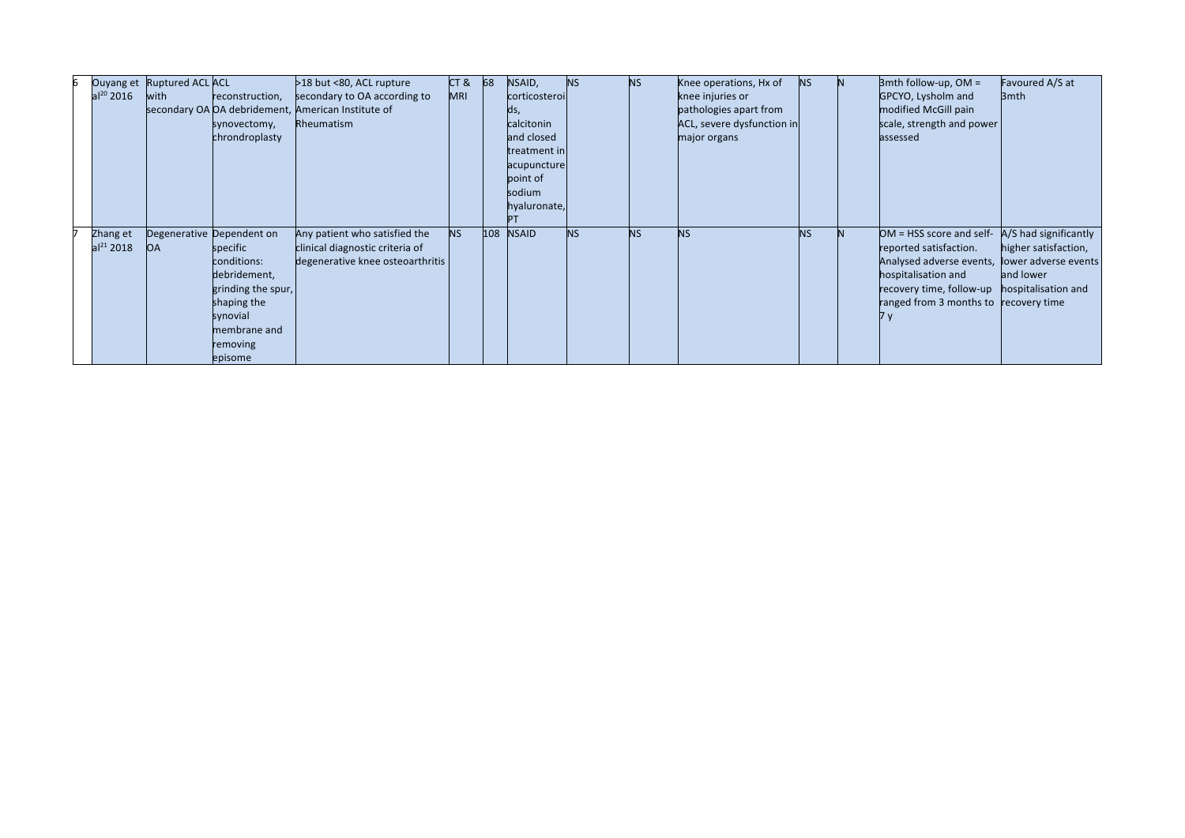| 6 | Ouyang et al[20] 2016 | Ruptured ACL with secondary OA | ACL reconstruction, OA debridement, synovectomy, chrondroplasty | >18 but <80, ACL rupture secondary to OA according to American Institute of Rheumatism | CT & MRI | 68 | NSAID, corticosteroids, calcitonin and closed treatment in acupuncture point of sodium hyaluronate, PT | NS | NS | Knee operations, Hx of knee injuries or pathologies apart from ACL, severe dysfunction in major organs | NS | N | 3mth follow-up, OM = GPCYO, Lysholm and modified McGill pain scale, strength and power assessed | Favoured A/S at 3mth |
|---|---|---|---|---|---|---|---|---|---|---|---|---|---|---|
| 7 | Zhang et al[21] 2018 | Degenerative OA | Dependent on specific conditions: debridement, grinding the spur, shaping the synovial membrane and removing episome | Any patient who satisfied the clinical diagnostic criteria of degenerative knee osteoarthritis | NS | 108 | NSAID | NS | NS | NS | NS | N | OM = HSS score and self-reported satisfaction. Analysed adverse events, hospitalisation and recovery time, follow-up ranged from 3 months to 7 y | A/S had significantly higher satisfaction, lower adverse events and lower hospitalisation and recovery time |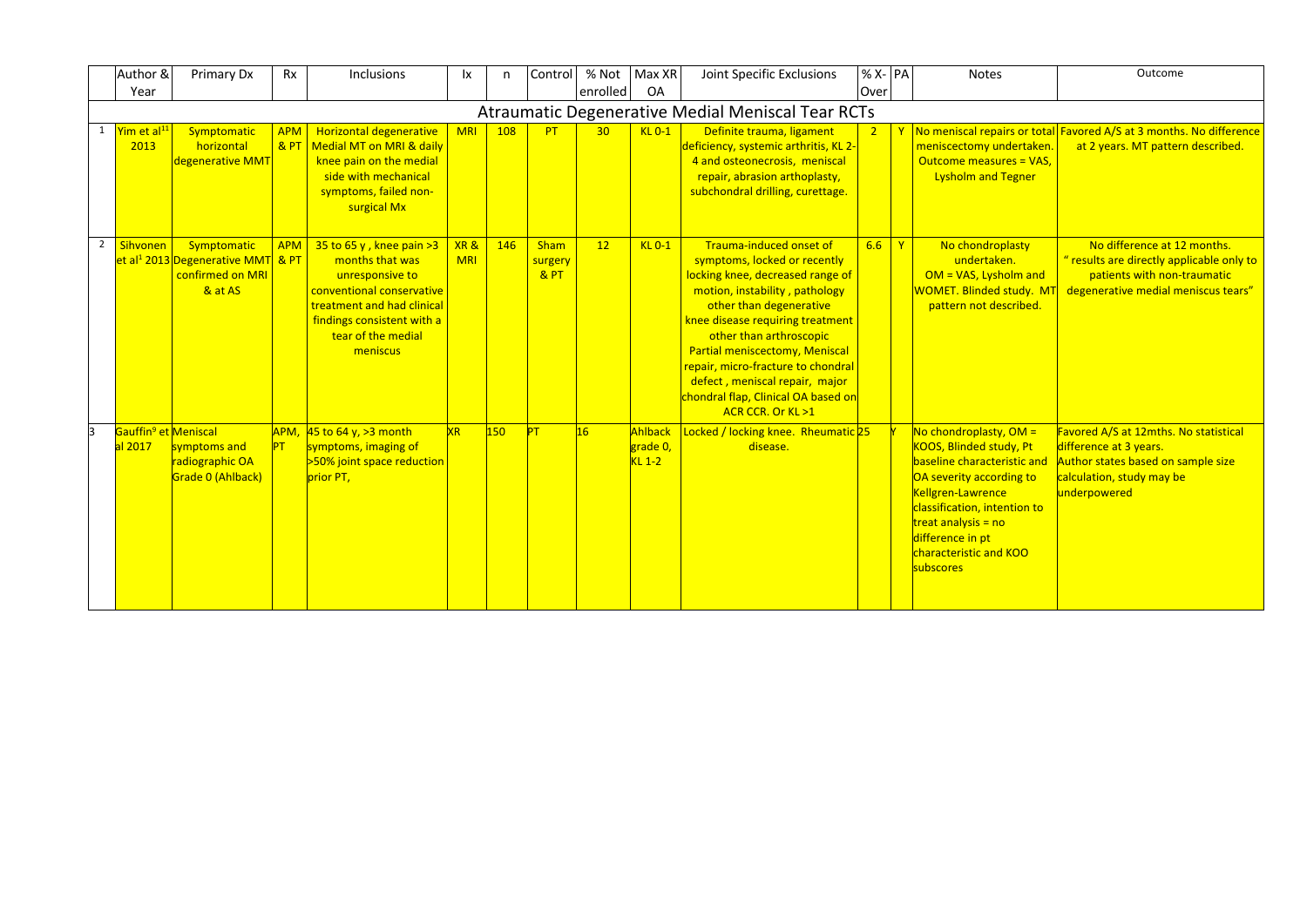| | Author & Year | Primary Dx | Rx | Inclusions | Ix | n | Control | % Not enrolled | Max XR OA | Joint Specific Exclusions | % X-Over | PA | Notes | Outcome |
|---|---|---|---|---|---|---|---|---|---|---|---|---|---|---|
| | **Atraumatic Degenerative Medial Meniscal Tear RCTs** | | | | | | | | | | | | | |
| 1 | Yim et al[11] 2013 | Symptomatic horizontal degenerative MMT | APM & PT | Horizontal degenerative Medial MT on MRI & daily knee pain on the medial side with mechanical symptoms, failed non-surgical Mx | MRI | 108 | PT | 30 | KL 0-1 | Definite trauma, ligament deficiency, systemic arthritis, KL 2-4 and osteonecrosis, meniscal repair, abrasion arthoplasty, subchondral drilling, curettage. | 2 | Y | No meniscal repairs or total meniscectomy undertaken. Outcome measures = VAS, Lysholm and Tegner | Favored A/S at 3 months. No difference at 2 years. MT pattern described. |
| 2 | Sihvonen et al[1] 2013 | Symptomatic Degenerative MMT confirmed on MRI & at AS | APM & PT | 35 to 65 y , knee pain >3 months that was unresponsive to conventional conservative treatment and had clinical findings consistent with a tear of the medial meniscus | XR & MRI | 146 | Sham surgery & PT | 12 | KL 0-1 | Trauma-induced onset of symptoms, locked or recently locking knee, decreased range of motion, instability , pathology other than degenerative knee disease requiring treatment other than arthroscopic Partial meniscectomy, Meniscal repair, micro-fracture to chondral defect , meniscal repair, major chondral flap, Clinical OA based on ACR CCR. Or KL >1 | 6.6 | Y | No chondroplasty undertaken. OM = VAS, Lysholm and WOMET. Blinded study. MT pattern not described. | No difference at 12 months. " results are directly applicable only to patients with non-traumatic degenerative medial meniscus tears" |
| 3 | Gauffin[9] et al 2017 | Meniscal symptoms and radiographic OA Grade 0 (Ahlback) | APM, PT | 45 to 64 y, >3 month symptoms, imaging of >50% joint space reduction prior PT, | XR | 150 | PT | 16 | Ahlback grade 0, KL 1-2 | Locked / locking knee. Rheumatic disease. | 25 | Y | No chondroplasty, OM = KOOS, Blinded study, Pt baseline characteristic and OA severity according to Kellgren-Lawrence classification, intention to treat analysis = no difference in pt characteristic and KOO subscores | Favored A/S at 12mths. No statistical difference at 3 years. Author states based on sample size calculation, study may be underpowered |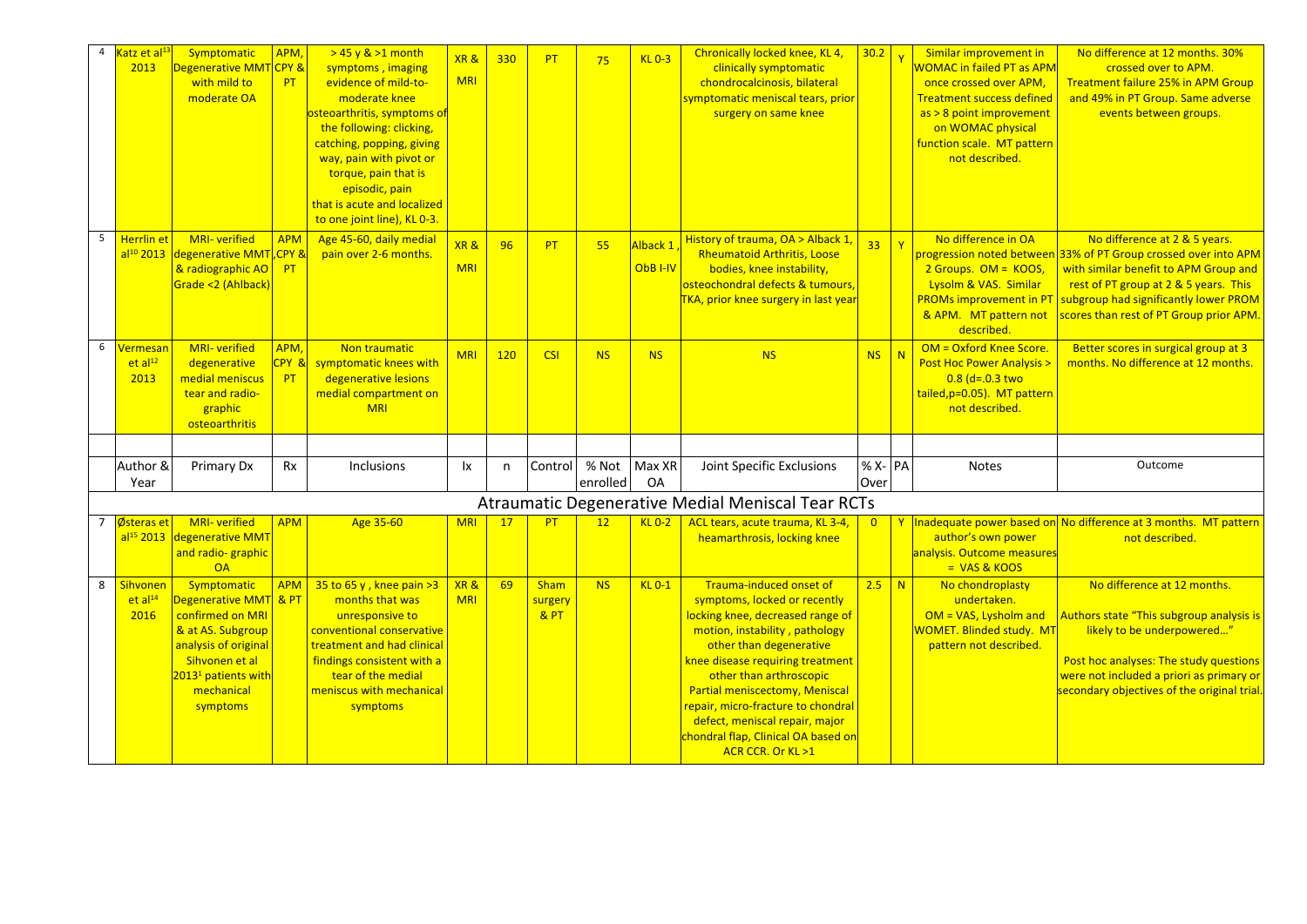| | Author & Year | Primary Dx | Rx | Inclusions | Ix | n | Control | % Not enrolled | Max XR OA | Joint Specific Exclusions | % X-Over | PA | Notes | Outcome |
|---|---|---|---|---|---|---|---|---|---|---|---|---|---|---|
| 4 | Katz et al[13] 2013 | Symptomatic Degenerative MMT with mild to moderate OA | APM, CPY & PT | > 45 y & >1 month symptoms , imaging evidence of mild-to-moderate knee osteoarthritis, symptoms of the following: clicking, catching, popping, giving way, pain with pivot or torque, pain that is episodic, pain that is acute and localized to one joint line), KL 0-3. | XR & MRI | 330 | PT | 75 | KL 0-3 | Chronically locked knee, KL 4, clinically symptomatic chondrocalcinosis, bilateral symptomatic meniscal tears, prior surgery on same knee | 30.2 | Y | Similar improvement in WOMAC in failed PT as APM once crossed over APM, Treatment success defined as > 8 point improvement on WOMAC physical function scale. MT pattern not described. | No difference at 12 months. 30% crossed over to APM. Treatment failure 25% in APM Group and 49% in PT Group. Same adverse events between groups. |
| 5 | Herrlin et al[10] 2013 | MRI- verified degenerative MMT & radiographic AO Grade <2 (Ahlback) | APM, CPY & PT | Age 45-60, daily medial pain over 2-6 months. | XR & MRI | 96 | PT | 55 | Alback 1, ObB I-IV | History of trauma, OA > Alback 1, Rheumatoid Arthritis, Loose bodies, knee instability, osteochondral defects & tumours, TKA, prior knee surgery in last year | 33 | Y | No difference in OA progression noted between 2 Groups. OM = KOOS, Lysolm & VAS. Similar PROMs improvement in PT & APM. MT pattern not described. | No difference at 2 & 5 years. 33% of PT Group crossed over into APM with similar benefit to APM Group and rest of PT group at 2 & 5 years. This subgroup had significantly lower PROM scores than rest of PT Group prior APM. |
| 6 | Vermesan et al[12] 2013 | MRI- verified degenerative medial meniscus tear and radio-graphic osteoarthritis | APM, CPY & PT | Non traumatic symptomatic knees with degenerative lesions medial compartment on MRI | MRI | 120 | CSI | NS | NS | NS | NS | N | OM = Oxford Knee Score. Post Hoc Power Analysis > 0.8 (d=.0.3 two tailed,p=0.05). MT pattern not described. | Better scores in surgical group at 3 months. No difference at 12 months. |
| | | | | | | | | | | | | | | |
| | Author & Year | Primary Dx | Rx | Inclusions | Ix | n | Control | % Not enrolled | Max XR OA | Joint Specific Exclusions | % X-Over | PA | Notes | Outcome |
| | **Atraumatic Degenerative Medial Meniscal Tear RCTs** | | | | | | | | | | | | | |
| 7 | Østeras et al[15] 2013 | MRI- verified degenerative MMT and radio- graphic OA | APM | Age 35-60 | MRI | 17 | PT | 12 | KL 0-2 | ACL tears, acute trauma, KL 3-4, heamarthrosis, locking knee | 0 | Y | Inadequate power based on author's own power analysis. Outcome measures = VAS & KOOS | No difference at 3 months. MT pattern not described. |
| 8 | Sihvonen et al[14] 2016 | Symptomatic Degenerative MMT confirmed on MRI & at AS. Subgroup analysis of original Sihvonen et al 2013[1] patients with mechanical symptoms | APM & PT | 35 to 65 y , knee pain >3 months that was unresponsive to conventional conservative treatment and had clinical findings consistent with a tear of the medial meniscus with mechanical symptoms | XR & MRI | 69 | Sham surgery & PT | NS | KL 0-1 | Trauma-induced onset of symptoms, locked or recently locking knee, decreased range of motion, instability , pathology other than degenerative knee disease requiring treatment other than arthroscopic Partial meniscectomy, Meniscal repair, micro-fracture to chondral defect, meniscal repair, major chondral flap, Clinical OA based on ACR CCR. Or KL >1 | 2.5 | N | No chondroplasty undertaken. OM = VAS, Lysholm and WOMET. Blinded study. MT pattern not described. | No difference at 12 months. Authors state "This subgroup analysis is likely to be underpowered…" Post hoc analyses: The study questions were not included a priori as primary or secondary objectives of the original trial. |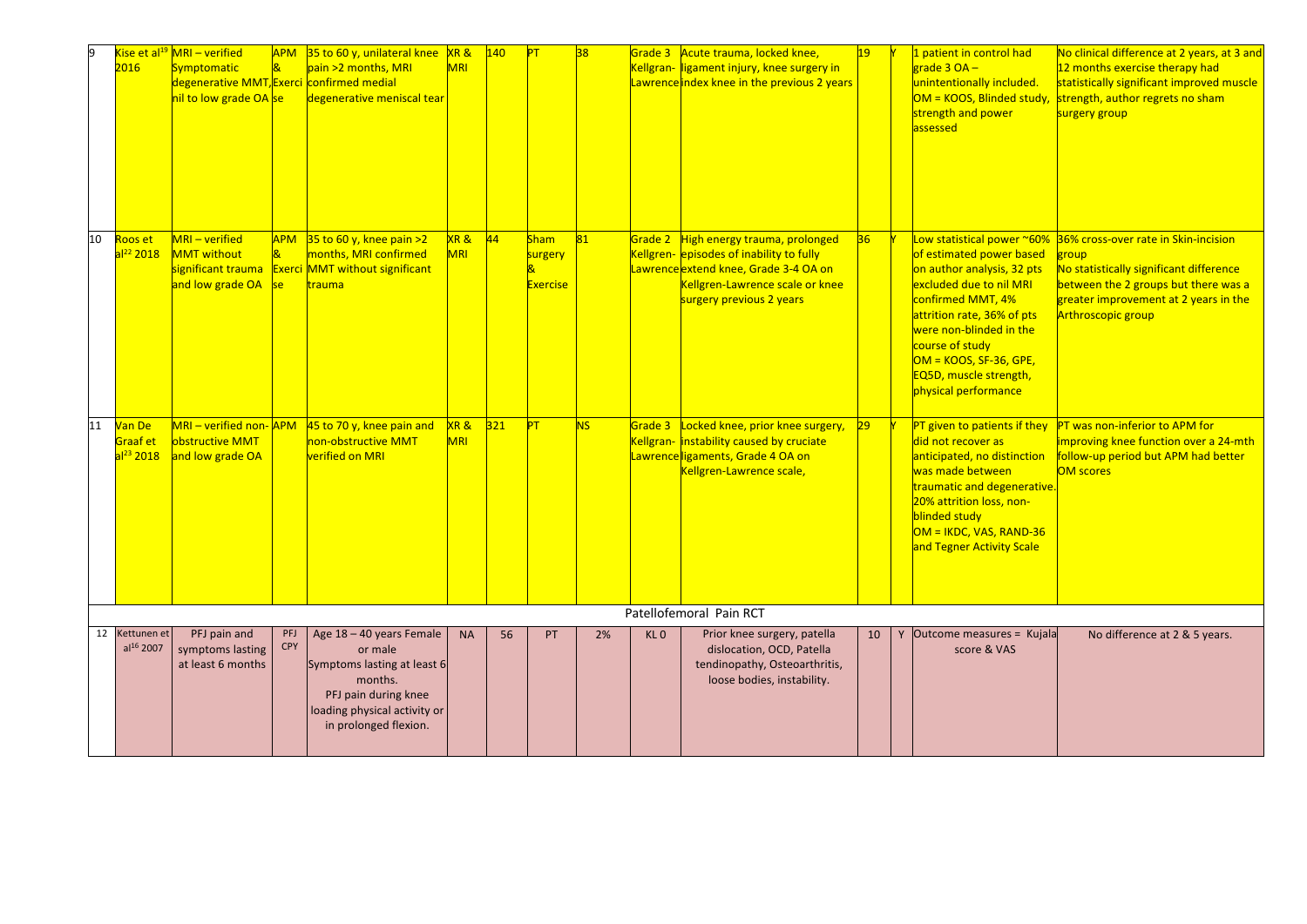| 9 | Kise et al[19] 2016 | MRI – verified Symptomatic degenerative MMT, nil to low grade OA | APM & Exercise | 35 to 60 y, unilateral knee pain >2 months, MRI confirmed medial degenerative meniscal tear | XR & MRI | 140 | PT | 38 | Grade 3 Kellgran-Lawrence | Acute trauma, locked knee, ligament injury, knee surgery in index knee in the previous 2 years | 19 | Y | 1 patient in control had grade 3 OA – unintentionally included. OM = KOOS, Blinded study, strength and power assessed | No clinical difference at 2 years, at 3 and 12 months exercise therapy had statistically significant improved muscle strength, author regrets no sham surgery group |
|---|---|---|---|---|---|---|---|---|---|---|---|---|---|---|
| 10 | Roos et al[22] 2018 | MRI – verified MMT without significant trauma and low grade OA | APM & Exercise | 35 to 60 y, knee pain >2 months, MRI confirmed MMT without significant trauma | XR & MRI | 44 | Sham surgery & Exercise | 81 | Grade 2 Kellgran-Lawrence | High energy trauma, prolonged episodes of inability to fully extend knee, Grade 3-4 OA on Kellgren-Lawrence scale or knee surgery previous 2 years | 36 | Y | Low statistical power ~60% of estimated power based on author analysis, 32 pts excluded due to nil MRI confirmed MMT, 4% attrition rate, 36% of pts were non-blinded in the course of study OM = KOOS, SF-36, GPE, EQ5D, muscle strength, physical performance | 36% cross-over rate in Skin-incision group No statistically significant difference between the 2 groups but there was a greater improvement at 2 years in the Arthroscopic group |
| 11 | Van De Graaf et al[23] 2018 | MRI – verified non-obstructive MMT and low grade OA | APM | 45 to 70 y, knee pain and non-obstructive MMT verified on MRI | XR & MRI | 321 | PT | NS | Grade 3 Kellgran-Lawrence | Locked knee, prior knee surgery, instability caused by cruciate ligaments, Grade 4 OA on Kellgren-Lawrence scale, | 29 | Y | PT given to patients if they did not recover as anticipated, no distinction was made between traumatic and degenerative. 20% attrition loss, non-blinded study OM = IKDC, VAS, RAND-36 and Tegner Activity Scale | PT was non-inferior to APM for improving knee function over a 24-mth follow-up period but APM had better OM scores |
| | | | | | | | | | Patellofemoral Pain RCT | | | | | |
| 12 | Kettunen et al[16] 2007 | PFJ pain and symptoms lasting at least 6 months | PFJ CPY | Age 18 – 40 years Female or male Symptoms lasting at least 6 months. PFJ pain during knee loading physical activity or in prolonged flexion. | NA | 56 | PT | 2% | KL 0 | Prior knee surgery, patella dislocation, OCD, Patella tendinopathy, Osteoarthritis, loose bodies, instability. | 10 | Y | Outcome measures = Kujala score & VAS | No difference at 2 & 5 years. |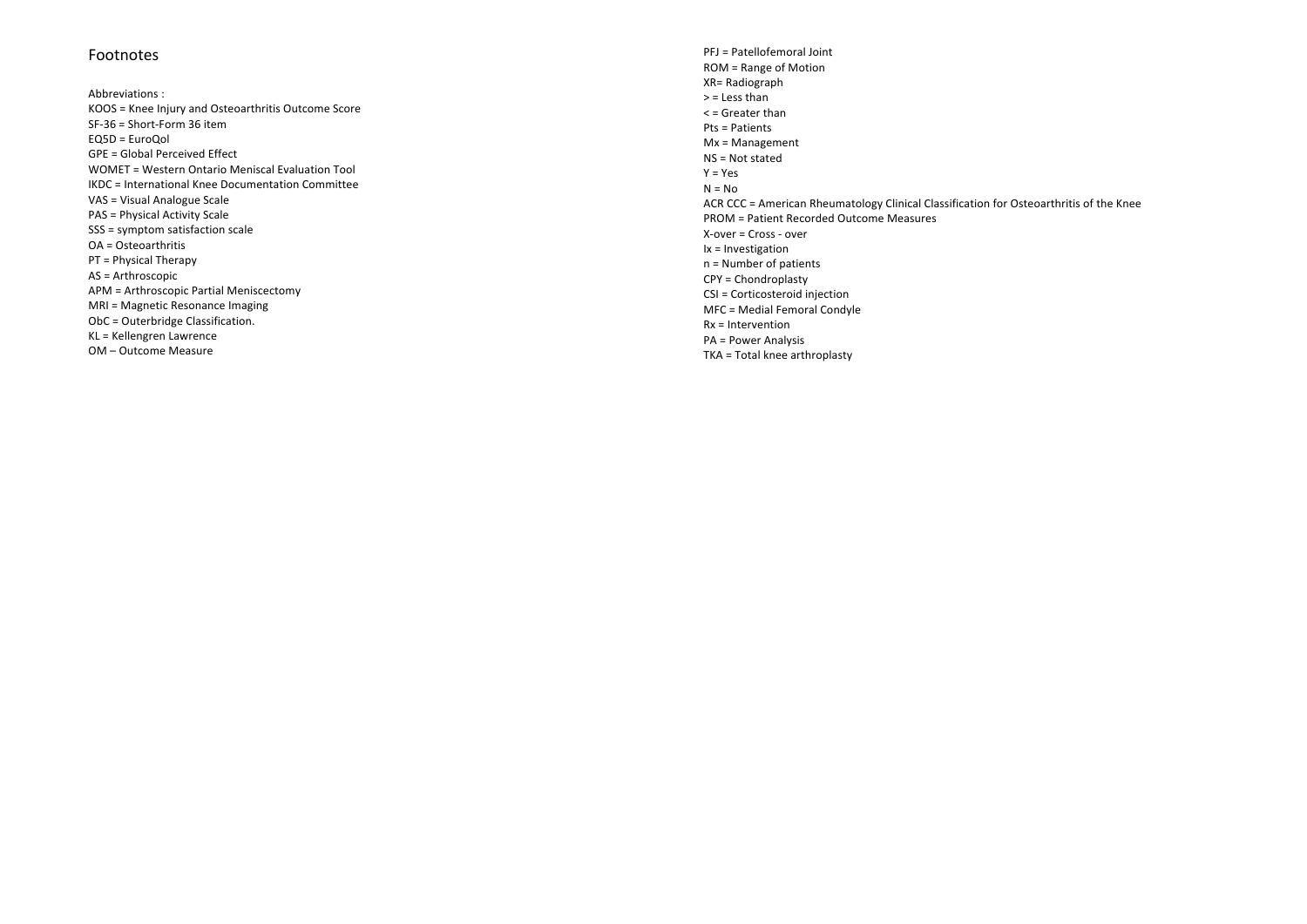## Footnotes

Abbreviations :

KOOS = Knee Injury and Osteoarthritis Outcome Score
SF-36 = Short-Form 36 item
EQ5D = EuroQol
GPE = Global Perceived Effect
WOMET = Western Ontario Meniscal Evaluation Tool
IKDC = International Knee Documentation Committee
VAS = Visual Analogue Scale
PAS = Physical Activity Scale
SSS = symptom satisfaction scale
OA = Osteoarthritis
PT = Physical Therapy
AS = Arthroscopic
APM = Arthroscopic Partial Meniscectomy
MRI = Magnetic Resonance Imaging
ObC = Outerbridge Classification.
KL = Kellengren Lawrence
OM – Outcome Measure
PFJ = Patellofemoral Joint
ROM = Range of Motion
XR= Radiograph
> = Less than
< = Greater than
Pts = Patients
Mx = Management
NS = Not stated
Y = Yes
N = No
ACR CCC = American Rheumatology Clinical Classification for Osteoarthritis of the Knee
PROM = Patient Recorded Outcome Measures
X-over = Cross - over
Ix = Investigation
n = Number of patients
CPY = Chondroplasty
CSI = Corticosteroid injection
MFC = Medial Femoral Condyle
Rx = Intervention
PA = Power Analysis
TKA = Total knee arthroplasty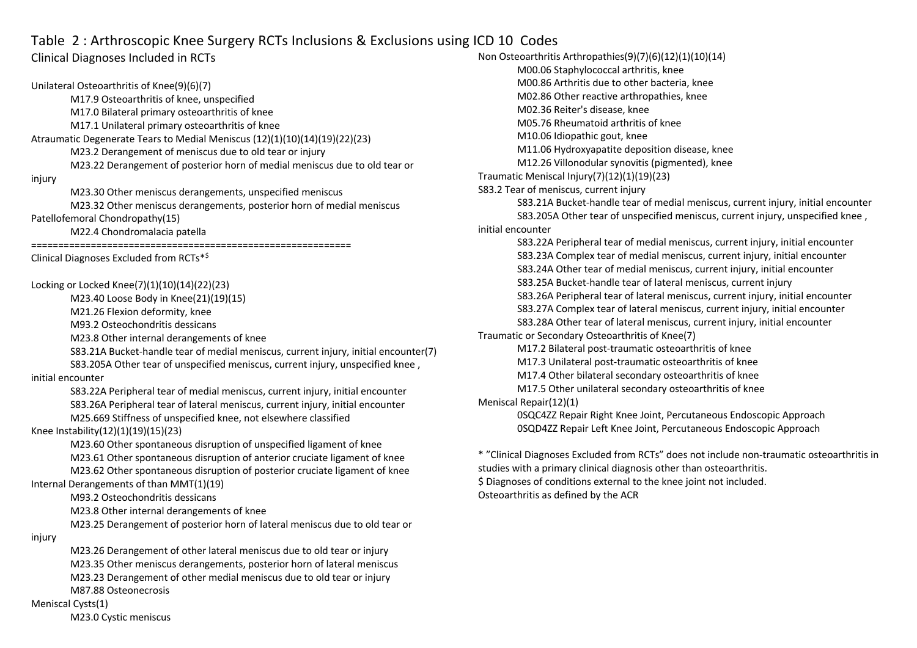# Table 2 : Arthroscopic Knee Surgery RCTs Inclusions & Exclusions using ICD 10 Codes

## Clinical Diagnoses Included in RCTs

Unilateral Osteoarthritis of Knee(9)(6)(7)

- M17.9 Osteoarthritis of knee, unspecified
- M17.0 Bilateral primary osteoarthritis of knee
- M17.1 Unilateral primary osteoarthritis of knee

Atraumatic Degenerate Tears to Medial Meniscus (12)(1)(10)(14)(19)(22)(23)

- M23.2 Derangement of meniscus due to old tear or injury
- M23.22 Derangement of posterior horn of medial meniscus due to old tear or injury
- M23.30 Other meniscus derangements, unspecified meniscus
- M23.32 Other meniscus derangements, posterior horn of medial meniscus

Patellofemoral Chondropathy(15)

- M22.4 Chondromalacia patella

==========================================================

## Clinical Diagnoses Excluded from RCTs*$

Locking or Locked Knee(7)(1)(10)(14)(22)(23)

- M23.40 Loose Body in Knee(21)(19)(15)
- M21.26 Flexion deformity, knee
- M93.2 Osteochondritis dessicans
- M23.8 Other internal derangements of knee
- S83.21A Bucket-handle tear of medial meniscus, current injury, initial encounter(7)
- S83.205A Other tear of unspecified meniscus, current injury, unspecified knee , initial encounter
- S83.22A Peripheral tear of medial meniscus, current injury, initial encounter
- S83.26A Peripheral tear of lateral meniscus, current injury, initial encounter
- M25.669 Stiffness of unspecified knee, not elsewhere classified

Knee Instability(12)(1)(19)(15)(23)

- M23.60 Other spontaneous disruption of unspecified ligament of knee
- M23.61 Other spontaneous disruption of anterior cruciate ligament of knee
- M23.62 Other spontaneous disruption of posterior cruciate ligament of knee

Internal Derangements of than MMT(1)(19)

- M93.2 Osteochondritis dessicans
- M23.8 Other internal derangements of knee
- M23.25 Derangement of posterior horn of lateral meniscus due to old tear or injury
- M23.26 Derangement of other lateral meniscus due to old tear or injury
- M23.35 Other meniscus derangements, posterior horn of lateral meniscus
- M23.23 Derangement of other medial meniscus due to old tear or injury
- M87.88 Osteonecrosis

Meniscal Cysts(1)

- M23.0 Cystic meniscus

Non Osteoarthritis Arthropathies(9)(7)(6)(12)(1)(10)(14)

- M00.06 Staphylococcal arthritis, knee
- M00.86 Arthritis due to other bacteria, knee
- M02.86 Other reactive arthropathies, knee
- M02.36 Reiter's disease, knee
- M05.76 Rheumatoid arthritis of knee
- M10.06 Idiopathic gout, knee
- M11.06 Hydroxyapatite deposition disease, knee
- M12.26 Villonodular synovitis (pigmented), knee

Traumatic Meniscal Injury(7)(12)(1)(19)(23)

S83.2 Tear of meniscus, current injury

- S83.21A Bucket-handle tear of medial meniscus, current injury, initial encounter
- S83.205A Other tear of unspecified meniscus, current injury, unspecified knee , initial encounter
- S83.22A Peripheral tear of medial meniscus, current injury, initial encounter
- S83.23A Complex tear of medial meniscus, current injury, initial encounter
- S83.24A Other tear of medial meniscus, current injury, initial encounter
- S83.25A Bucket-handle tear of lateral meniscus, current injury
- S83.26A Peripheral tear of lateral meniscus, current injury, initial encounter
- S83.27A Complex tear of lateral meniscus, current injury, initial encounter
- S83.28A Other tear of lateral meniscus, current injury, initial encounter

Traumatic or Secondary Osteoarthritis of Knee(7)

- M17.2 Bilateral post-traumatic osteoarthritis of knee
- M17.3 Unilateral post-traumatic osteoarthritis of knee
- M17.4 Other bilateral secondary osteoarthritis of knee
- M17.5 Other unilateral secondary osteoarthritis of knee

Meniscal Repair(12)(1)

- 0SQC4ZZ Repair Right Knee Joint, Percutaneous Endoscopic Approach
- 0SQD4ZZ Repair Left Knee Joint, Percutaneous Endoscopic Approach

* "Clinical Diagnoses Excluded from RCTs" does not include non-traumatic osteoarthritis in studies with a primary clinical diagnosis other than osteoarthritis.

$ Diagnoses of conditions external to the knee joint not included.

Osteoarthritis as defined by the ACR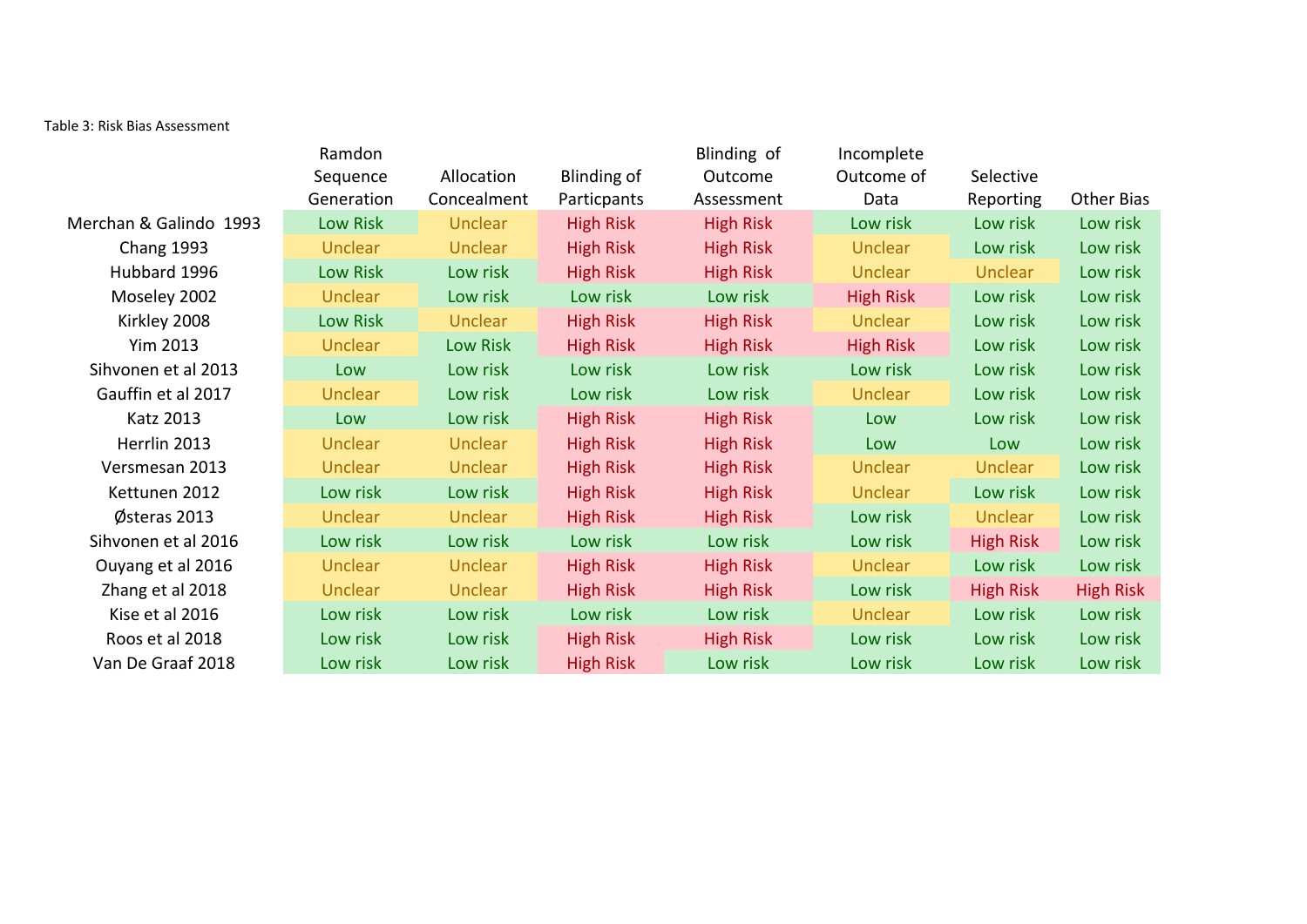Table 3: Risk Bias Assessment

| | Ramdon Sequence Generation | Allocation Concealment | Blinding of Particpants | Blinding of Outcome Assessment | Incomplete Outcome of Data | Selective Reporting | Other Bias |
|---|---|---|---|---|---|---|---|
| Merchan & Galindo 1993 | Low Risk | Unclear | High Risk | High Risk | Low risk | Low risk | Low risk |
| Chang 1993 | Unclear | Unclear | High Risk | High Risk | Unclear | Low risk | Low risk |
| Hubbard 1996 | Low Risk | Low risk | High Risk | High Risk | Unclear | Unclear | Low risk |
| Moseley 2002 | Unclear | Low risk | Low risk | Low risk | High Risk | Low risk | Low risk |
| Kirkley 2008 | Low Risk | Unclear | High Risk | High Risk | Unclear | Low risk | Low risk |
| Yim 2013 | Unclear | Low Risk | High Risk | High Risk | High Risk | Low risk | Low risk |
| Sihvonen et al 2013 | Low | Low risk | Low risk | Low risk | Low risk | Low risk | Low risk |
| Gauffin et al 2017 | Unclear | Low risk | Low risk | Low risk | Unclear | Low risk | Low risk |
| Katz 2013 | Low | Low risk | High Risk | High Risk | Low | Low risk | Low risk |
| Herrlin 2013 | Unclear | Unclear | High Risk | High Risk | Low | Low | Low risk |
| Versmesan 2013 | Unclear | Unclear | High Risk | High Risk | Unclear | Unclear | Low risk |
| Kettunen 2012 | Low risk | Low risk | High Risk | High Risk | Unclear | Low risk | Low risk |
| Østeras 2013 | Unclear | Unclear | High Risk | High Risk | Low risk | Unclear | Low risk |
| Sihvonen et al 2016 | Low risk | Low risk | Low risk | Low risk | Low risk | High Risk | Low risk |
| Ouyang et al 2016 | Unclear | Unclear | High Risk | High Risk | Unclear | Low risk | Low risk |
| Zhang et al 2018 | Unclear | Unclear | High Risk | High Risk | Low risk | High Risk | High Risk |
| Kise et al 2016 | Low risk | Low risk | Low risk | Low risk | Unclear | Low risk | Low risk |
| Roos et al 2018 | Low risk | Low risk | High Risk | High Risk | Low risk | Low risk | Low risk |
| Van De Graaf 2018 | Low risk | Low risk | High Risk | Low risk | Low risk | Low risk | Low risk |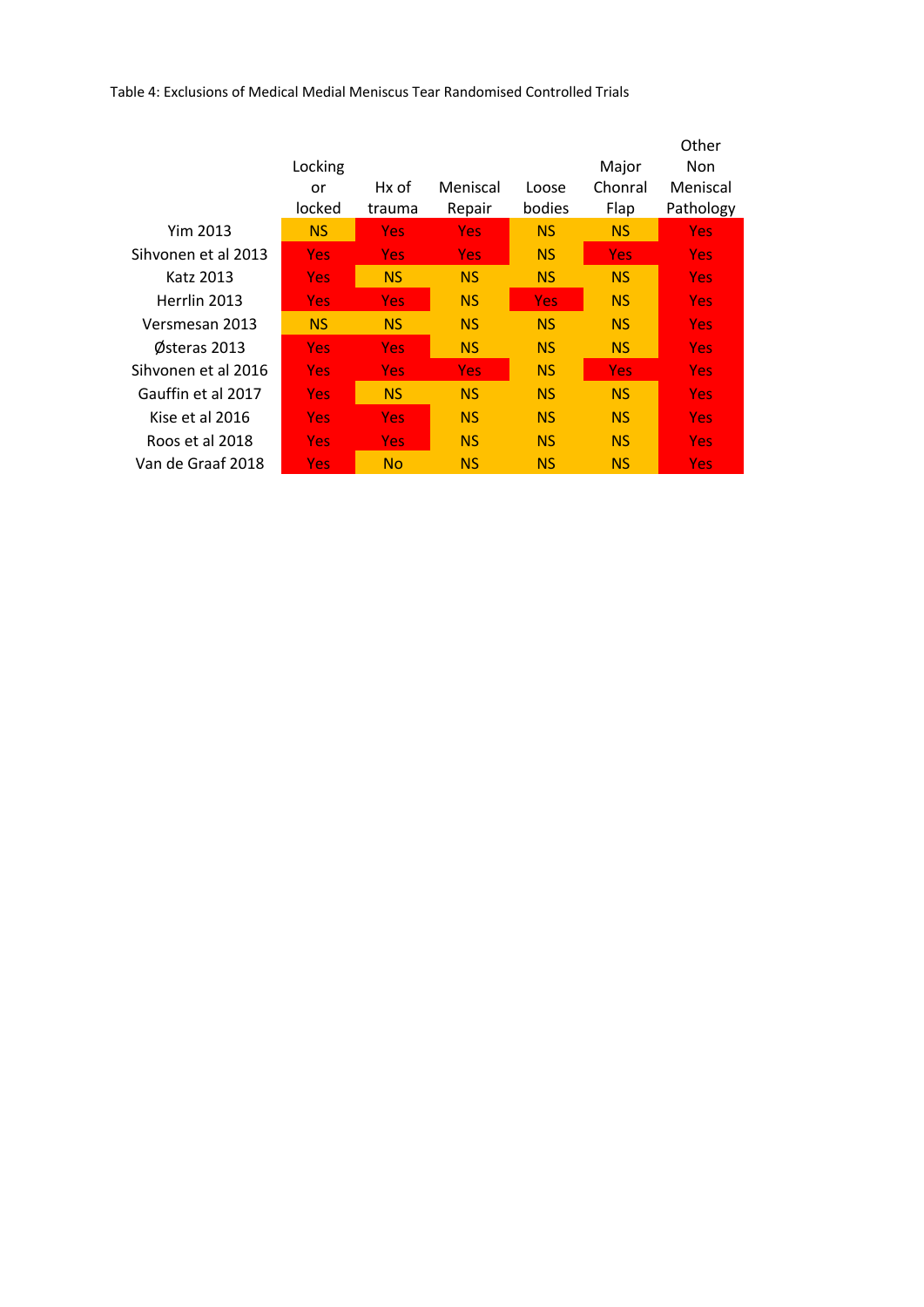Table 4: Exclusions of Medical Medial Meniscus Tear Randomised Controlled Trials

| | Locking or locked | Hx of trauma | Meniscal Repair | Loose bodies | Major Chonral Flap | Other Non Meniscal Pathology |
|---|---|---|---|---|---|---|
| Yim 2013 | NS | Yes | Yes | NS | NS | Yes |
| Sihvonen et al 2013 | Yes | Yes | Yes | NS | Yes | Yes |
| Katz 2013 | Yes | NS | NS | NS | NS | Yes |
| Herrlin 2013 | Yes | Yes | NS | Yes | NS | Yes |
| Versmesan 2013 | NS | NS | NS | NS | NS | Yes |
| Østeras 2013 | Yes | Yes | NS | NS | NS | Yes |
| Sihvonen et al 2016 | Yes | Yes | Yes | NS | Yes | Yes |
| Gauffin et al 2017 | Yes | NS | NS | NS | NS | Yes |
| Kise et al 2016 | Yes | Yes | NS | NS | NS | Yes |
| Roos et al 2018 | Yes | Yes | NS | NS | NS | Yes |
| Van de Graaf 2018 | Yes | No | NS | NS | NS | Yes |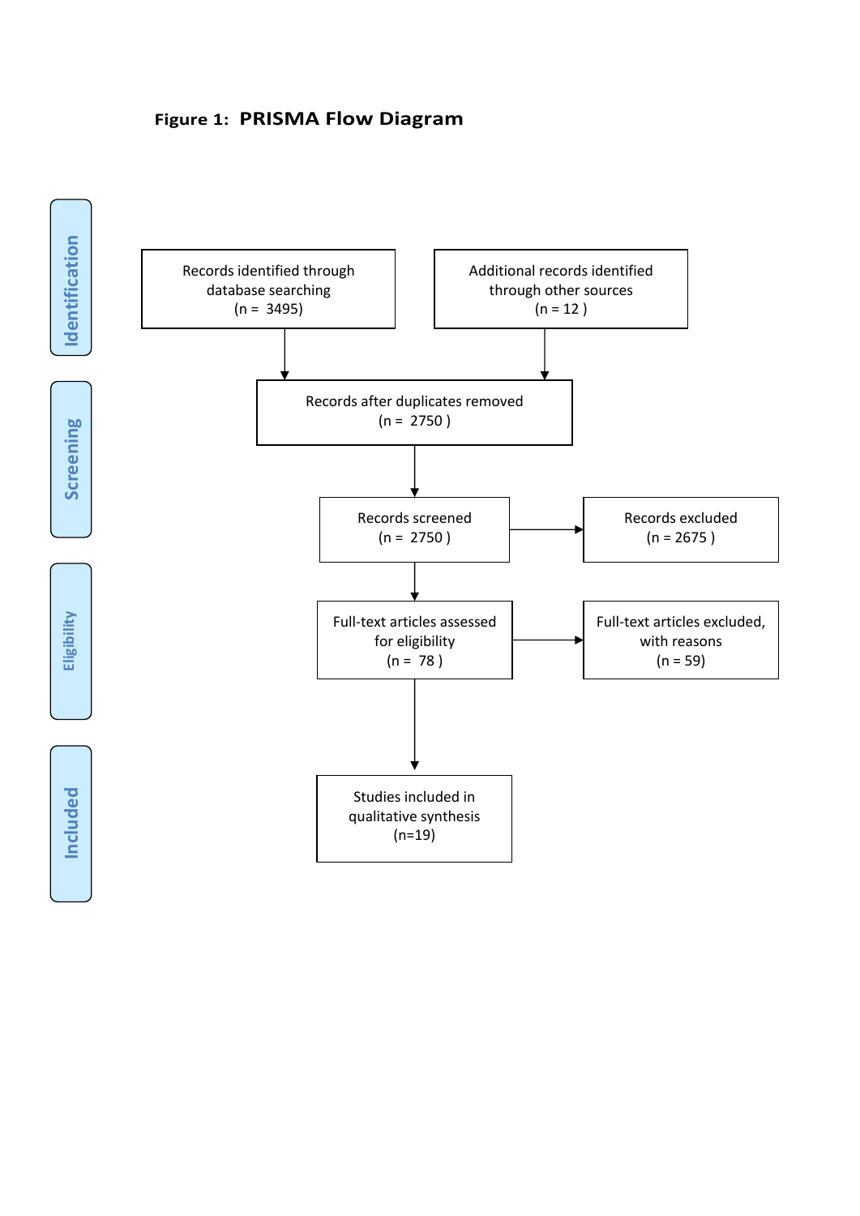**Figure 1:** **PRISMA Flow Diagram**

Identification

Records identified through database searching (n = 3495)

Additional records identified through other sources (n = 12 )

Screening

Records after duplicates removed (n = 2750 )

Records screened (n = 2750 )

Records excluded (n = 2675 )

Eligibility

Full-text articles assessed for eligibility (n = 78 )

Full-text articles excluded, with reasons (n = 59)

Included

Studies included in qualitative synthesis (n=19)